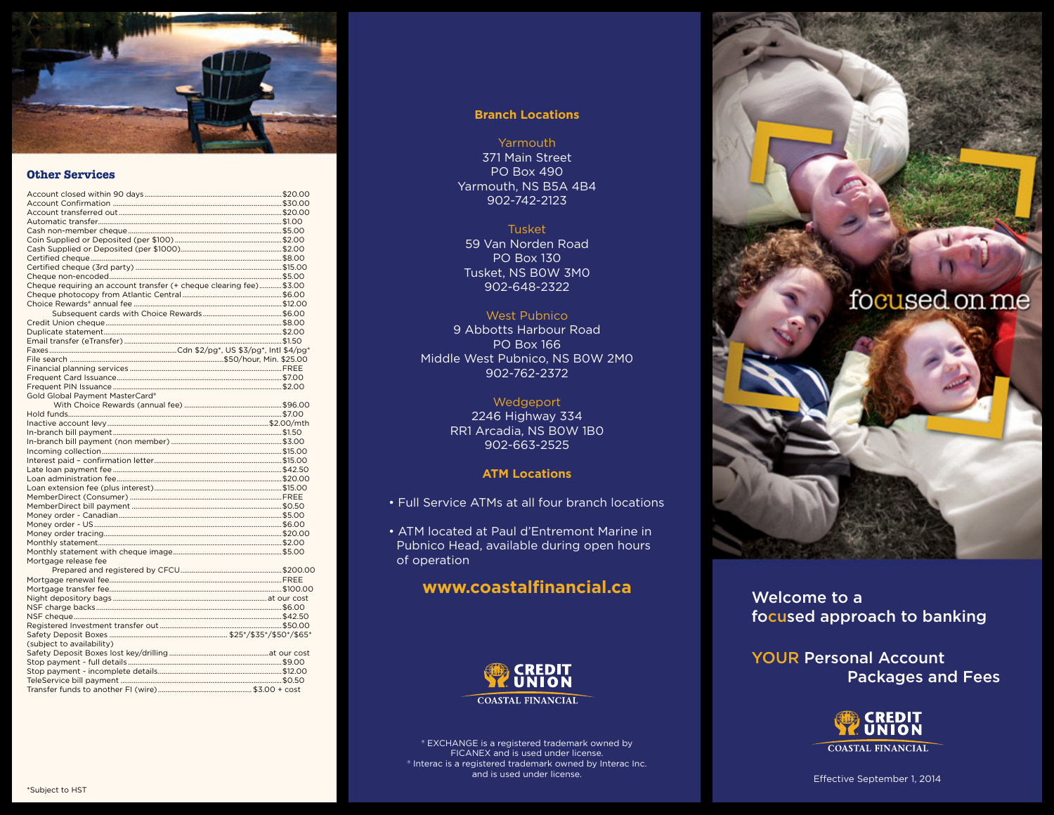## Other Services

| Service | Fee |
|---|---|
| Account closed within 90 days | $20.00 |
| Account Confirmation | $30.00 |
| Account transferred out | $20.00 |
| Automatic transfer | $1.00 |
| Cash non-member cheque | $5.00 |
| Coin Supplied or Deposited (per $100) | $2.00 |
| Cash Supplied or Deposited (per $1000) | $2.00 |
| Certified cheque | $8.00 |
| Certified cheque (3rd party) | $15.00 |
| Cheque non-encoded | $5.00 |
| Cheque requiring an account transfer (+ cheque clearing fee) | $3.00 |
| Cheque photocopy from Atlantic Central | $6.00 |
| Choice Rewards* annual fee | $12.00 |
| Subsequent cards with Choice Rewards | $6.00 |
| Credit Union cheque | $8.00 |
| Duplicate statement | $2.00 |
| Email transfer (eTransfer) | $1.50 |
| Faxes | Cdn $2/pg*, US $3/pg*, Intl $4/pg* |
| File search | $50/hour, Min. $25.00 |
| Financial planning services | FREE |
| Frequent Card Issuance | $7.00 |
| Frequent PIN Issuance | $2.00 |
| Gold Global Payment MasterCard* | |
| With Choice Rewards (annual fee) | $96.00 |
| Hold funds | $7.00 |
| Inactive account levy | $2.00/mth |
| In-branch bill payment | $1.50 |
| In-branch bill payment (non member) | $3.00 |
| Incoming collection | $15.00 |
| Interest paid - confirmation letter | $15.00 |
| Late loan payment fee | $42.50 |
| Loan administration fee | $20.00 |
| Loan extension fee (plus interest) | $15.00 |
| MemberDirect (Consumer) | FREE |
| MemberDirect bill payment | $0.50 |
| Money order - Canadian | $5.00 |
| Money order - US | $6.00 |
| Money order tracing | $20.00 |
| Monthly statement | $2.00 |
| Monthly statement with cheque image | $5.00 |
| Mortgage release fee | |
| Prepared and registered by CFCU | $200.00 |
| Mortgage renewal fee | FREE |
| Mortgage transfer fee | $100.00 |
| Night depository bags | at our cost |
| NSF charge backs | $6.00 |
| NSF cheque | $42.50 |
| Registered Investment transfer out | $50.00 |
| Safety Deposit Boxes (subject to availability) | $25*/$35*/$50*/$65* |
| Safety Deposit Boxes lost key/drilling | at our cost |
| Stop payment - full details | $9.00 |
| Stop payment - incomplete details | $12.00 |
| TeleService bill payment | $0.50 |
| Transfer funds to another FI (wire) | $3.00 + cost |

*Subject to HST

## Branch Locations

**Yarmouth**
371 Main Street
PO Box 490
Yarmouth, NS B5A 4B4
902-742-2123

**Tusket**
59 Van Norden Road
PO Box 130
Tusket, NS B0W 3M0
902-648-2322

**West Pubnico**
9 Abbotts Harbour Road
PO Box 166
Middle West Pubnico, NS B0W 2M0
902-762-2372

**Wedgeport**
2246 Highway 334
RR1 Arcadia, NS B0W 1B0
902-663-2525

## ATM Locations

- Full Service ATMs at all four branch locations
- ATM located at Paul d'Entremont Marine in Pubnico Head, available during open hours of operation

**www.coastalfinancial.ca**

CREDIT UNION
COASTAL FINANCIAL

® EXCHANGE is a registered trademark owned by FICANEX and is used under license.
® Interac is a registered trademark owned by Interac Inc. and is used under license.

focused on me

# Welcome to a focused approach to banking

## YOUR Personal Account Packages and Fees

CREDIT UNION
COASTAL FINANCIAL

Effective September 1, 2014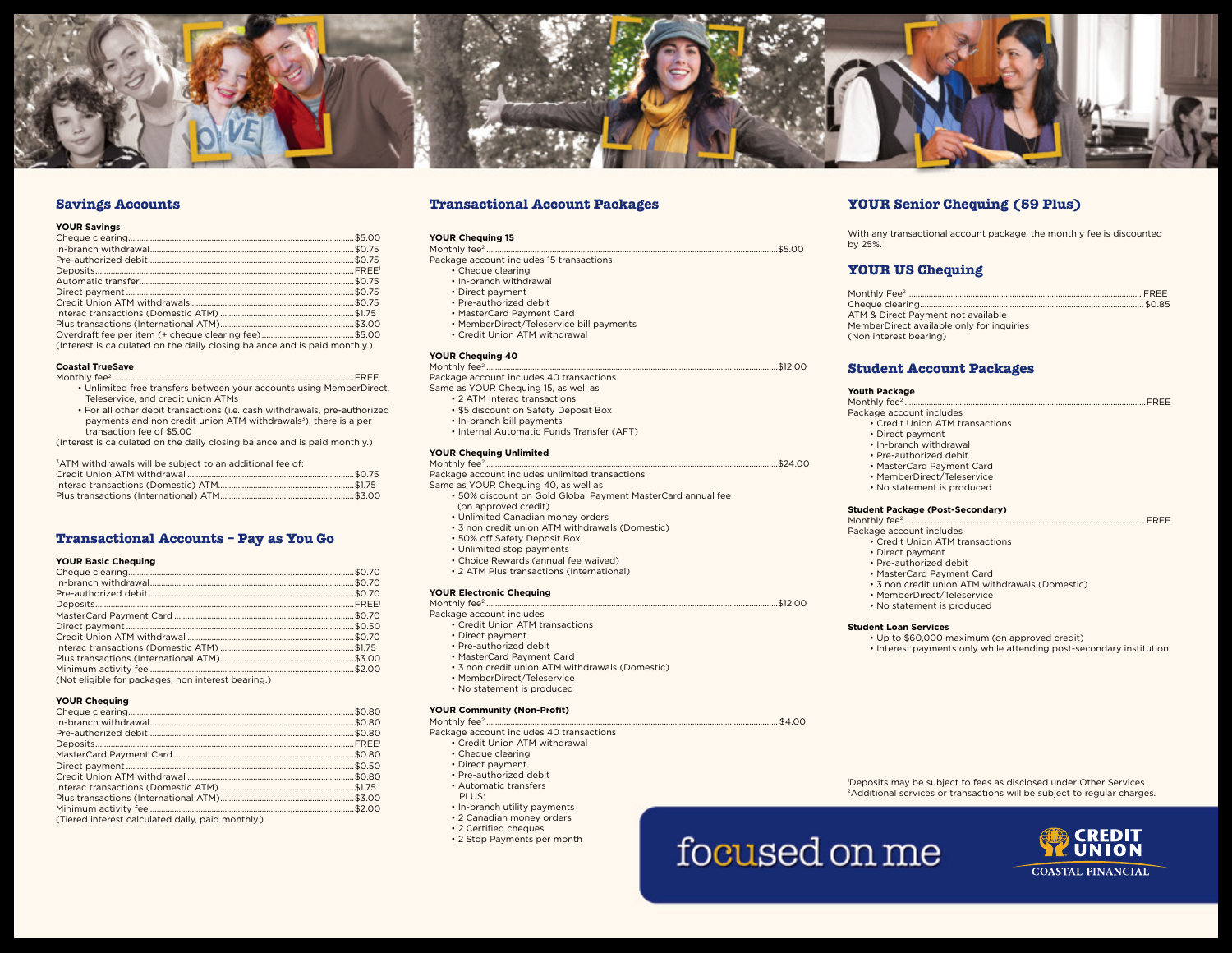## Savings Accounts

**YOUR Savings**

| | |
|---|---|
| Cheque clearing | $5.00 |
| In-branch withdrawal | $0.75 |
| Pre-authorized debit | $0.75 |
| Deposits | FREE[1] |
| Automatic transfer | $0.75 |
| Direct payment | $0.75 |
| Credit Union ATM withdrawals | $0.75 |
| Interac transactions (Domestic ATM) | $1.75 |
| Plus transactions (International ATM) | $3.00 |
| Overdraft fee per item (+ cheque clearing fee) | $5.00 |

(Interest is calculated on the daily closing balance and is paid monthly.)

**Coastal TrueSave**

Monthly fee[2] ........ FREE

- Unlimited free transfers between your accounts using MemberDirect, Teleservice, and credit union ATMs
- For all other debit transactions (i.e. cash withdrawals, pre-authorized payments and non credit union ATM withdrawals[3]), there is a per transaction fee of $5.00

(Interest is calculated on the daily closing balance and is paid monthly.)

[3]ATM withdrawals will be subject to an additional fee of:

| | |
|---|---|
| Credit Union ATM withdrawal | $0.75 |
| Interac transactions (Domestic) ATM | $1.75 |
| Plus transactions (International) ATM | $3.00 |

## Transactional Accounts – Pay as You Go

**YOUR Basic Chequing**

| | |
|---|---|
| Cheque clearing | $0.70 |
| In-branch withdrawal | $0.70 |
| Pre-authorized debit | $0.70 |
| Deposits | FREE[1] |
| MasterCard Payment Card | $0.70 |
| Direct payment | $0.50 |
| Credit Union ATM withdrawal | $0.70 |
| Interac transactions (Domestic ATM) | $1.75 |
| Plus transactions (International ATM) | $3.00 |
| Minimum activity fee | $2.00 |

(Not eligible for packages, non interest bearing.)

**YOUR Chequing**

| | |
|---|---|
| Cheque clearing | $0.80 |
| In-branch withdrawal | $0.80 |
| Pre-authorized debit | $0.80 |
| Deposits | FREE[1] |
| MasterCard Payment Card | $0.80 |
| Direct payment | $0.50 |
| Credit Union ATM withdrawal | $0.80 |
| Interac transactions (Domestic ATM) | $1.75 |
| Plus transactions (International ATM) | $3.00 |
| Minimum activity fee | $2.00 |

(Tiered interest calculated daily, paid monthly.)

## Transactional Account Packages

**YOUR Chequing 15**

Monthly fee[2] ........ $5.00

Package account includes 15 transactions

- Cheque clearing
- In-branch withdrawal
- Direct payment
- Pre-authorized debit
- MasterCard Payment Card
- MemberDirect/Teleservice bill payments
- Credit Union ATM withdrawal

**YOUR Chequing 40**

Monthly fee[2] ........ $12.00

Package account includes 40 transactions

Same as YOUR Chequing 15, as well as

- 2 ATM Interac transactions
- $5 discount on Safety Deposit Box
- In-branch bill payments
- Internal Automatic Funds Transfer (AFT)

**YOUR Chequing Unlimited**

Monthly fee[2] ........ $24.00

Package account includes unlimited transactions

Same as YOUR Chequing 40, as well as

- 50% discount on Gold Global Payment MasterCard annual fee (on approved credit)
- Unlimited Canadian money orders
- 3 non credit union ATM withdrawals (Domestic)
- 50% off Safety Deposit Box
- Unlimited stop payments
- Choice Rewards (annual fee waived)
- 2 ATM Plus transactions (International)

**YOUR Electronic Chequing**

Monthly fee[2] ........ $12.00

Package account includes

- Credit Union ATM transactions
- Direct payment
- Pre-authorized debit
- MasterCard Payment Card
- 3 non credit union ATM withdrawals (Domestic)
- MemberDirect/Teleservice
- No statement is produced

**YOUR Community (Non-Profit)**

Monthly fee[2] ........ $4.00

Package account includes 40 transactions

- Credit Union ATM withdrawal
- Cheque clearing
- Direct payment
- Pre-authorized debit
- Automatic transfers

PLUS:

- In-branch utility payments
- 2 Canadian money orders
- 2 Certified cheques
- 2 Stop Payments per month

## YOUR Senior Chequing (59 Plus)

With any transactional account package, the monthly fee is discounted by 25%.

## YOUR US Chequing

| | |
|---|---|
| Monthly Fee[2] | FREE |
| Cheque clearing | $0.85 |

ATM & Direct Payment not available

MemberDirect available only for inquiries

(Non interest bearing)

## Student Account Packages

**Youth Package**

Monthly fee[2] ........ FREE

Package account includes

- Credit Union ATM transactions
- Direct payment
- In-branch withdrawal
- Pre-authorized debit
- MasterCard Payment Card
- MemberDirect/Teleservice
- No statement is produced

**Student Package (Post-Secondary)**

Monthly fee[2] ........ FREE

Package account includes

- Credit Union ATM transactions
- Direct payment
- Pre-authorized debit
- MasterCard Payment Card
- 3 non credit union ATM withdrawals (Domestic)
- MemberDirect/Teleservice
- No statement is produced

**Student Loan Services**

- Up to $60,000 maximum (on approved credit)
- Interest payments only while attending post-secondary institution

[1]Deposits may be subject to fees as disclosed under Other Services.
[2]Additional services or transactions will be subject to regular charges.

focused on me

CREDIT UNION
COASTAL FINANCIAL